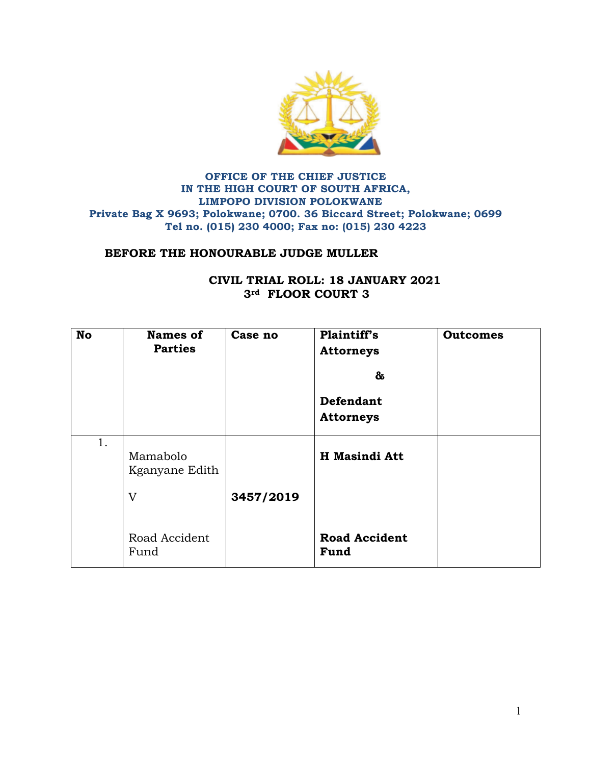**OFFICE OF THE CHIEF JUSTICE**
**IN THE HIGH COURT OF SOUTH AFRICA,**
**LIMPOPO DIVISION POLOKWANE**
**Private Bag X 9693; Polokwane; 0700. 36 Biccard Street; Polokwane; 0699**
**Tel no. (015) 230 4000; Fax no: (015) 230 4223**

**BEFORE THE HONOURABLE JUDGE MULLER**

**CIVIL TRIAL ROLL: 18 JANUARY 2021**
**3rd FLOOR COURT 3**

| No | Names of Parties | Case no | Plaintiff's Attorneys & Defendant Attorneys | Outcomes |
|---|---|---|---|---|
| 1. | Mamabolo Kganyane Edith<br><br>V<br><br>Road Accident Fund | **3457/2019** | **H Masindi Att**<br><br>**Road Accident Fund** | |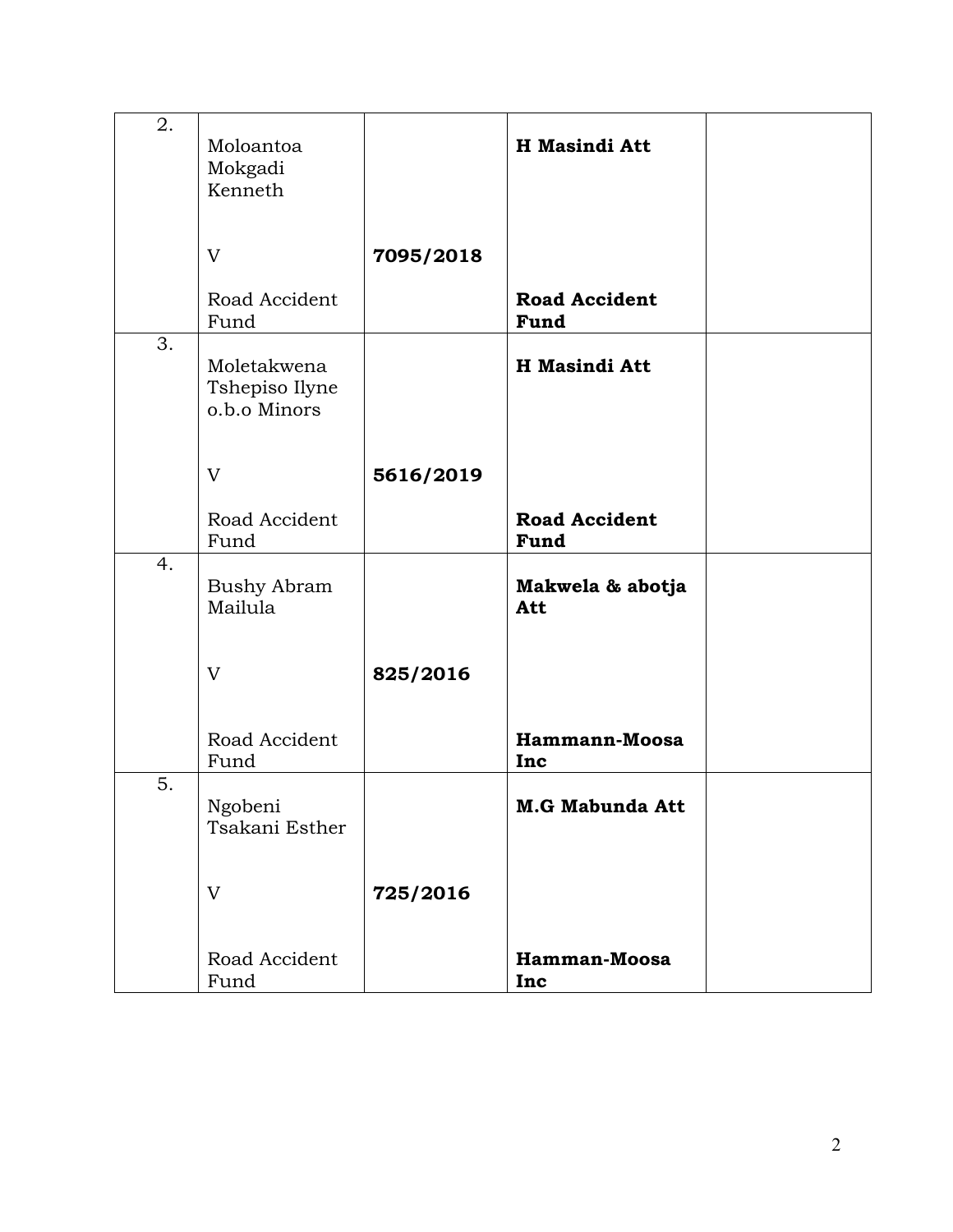| | | | | |
|---|---|---|---|---|
| 2. | Moloantoa Mokgadi Kenneth<br><br>V<br><br>Road Accident Fund | **7095/2018** | **H Masindi Att**<br><br><br><br>**Road Accident Fund** | |
| 3. | Moletakwena Tshepiso Ilyne o.b.o Minors<br><br>V<br><br>Road Accident Fund | **5616/2019** | **H Masindi Att**<br><br><br><br>**Road Accident Fund** | |
| 4. | Bushy Abram Mailula<br><br>V<br><br>Road Accident Fund | **825/2016** | **Makwela & abotja Att**<br><br><br><br>**Hammann-Moosa Inc** | |
| 5. | Ngobeni Tsakani Esther<br><br>V<br><br>Road Accident Fund | **725/2016** | **M.G Mabunda Att**<br><br><br><br>**Hamman-Moosa Inc** | |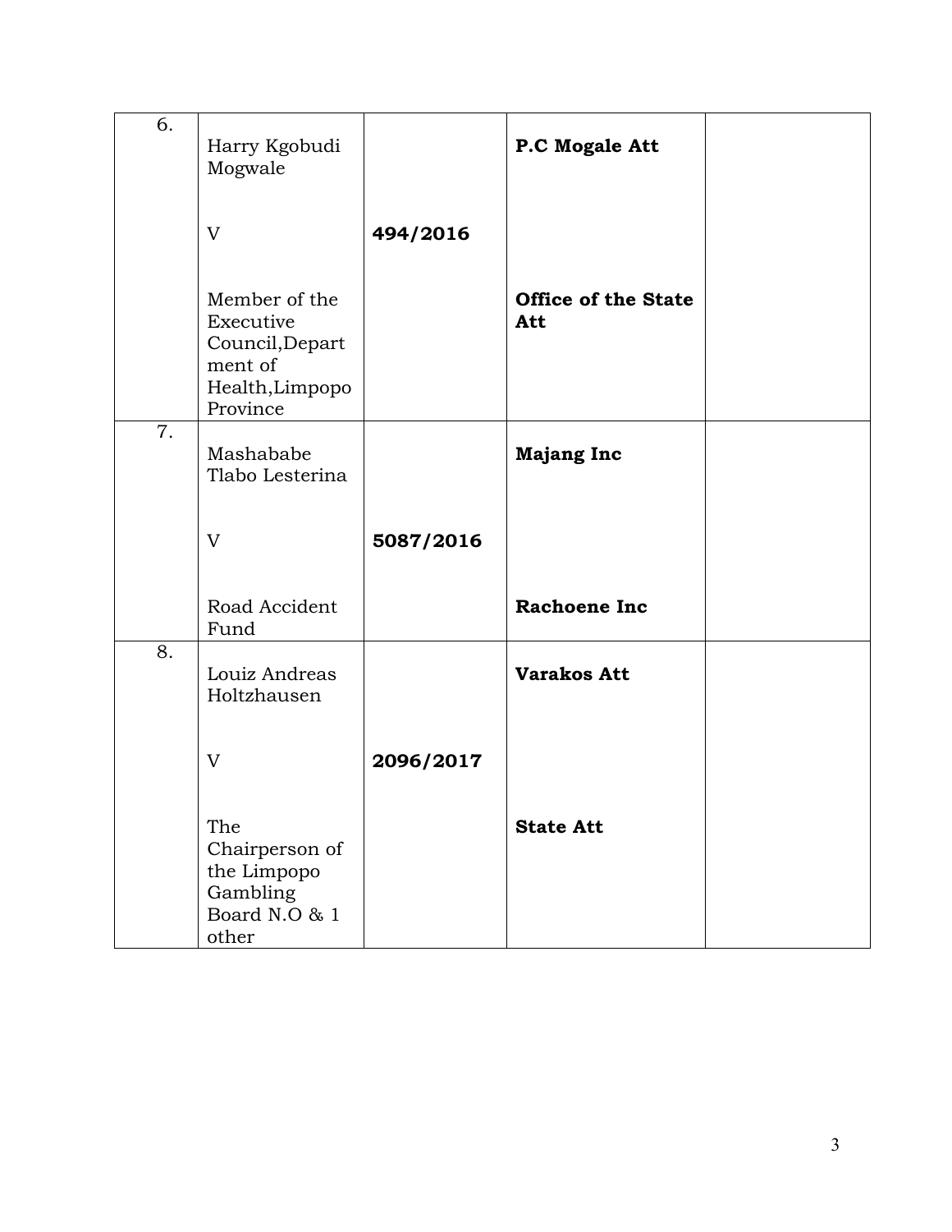| 6. | Harry Kgobudi Mogwale<br><br>V<br><br>Member of the Executive Council,Department of Health,Limpopo Province | **494/2016** | **P.C Mogale Att**<br><br><br><br>**Office of the State Att** | |
|---|---|---|---|---|
| 7. | Mashababe Tlabo Lesterina<br><br>V<br><br>Road Accident Fund | **5087/2016** | **Majang Inc**<br><br><br><br>**Rachoene Inc** | |
| 8. | Louiz Andreas Holtzhausen<br><br>V<br><br>The Chairperson of the Limpopo Gambling Board N.O & 1 other | **2096/2017** | **Varakos Att**<br><br><br><br>**State Att** | |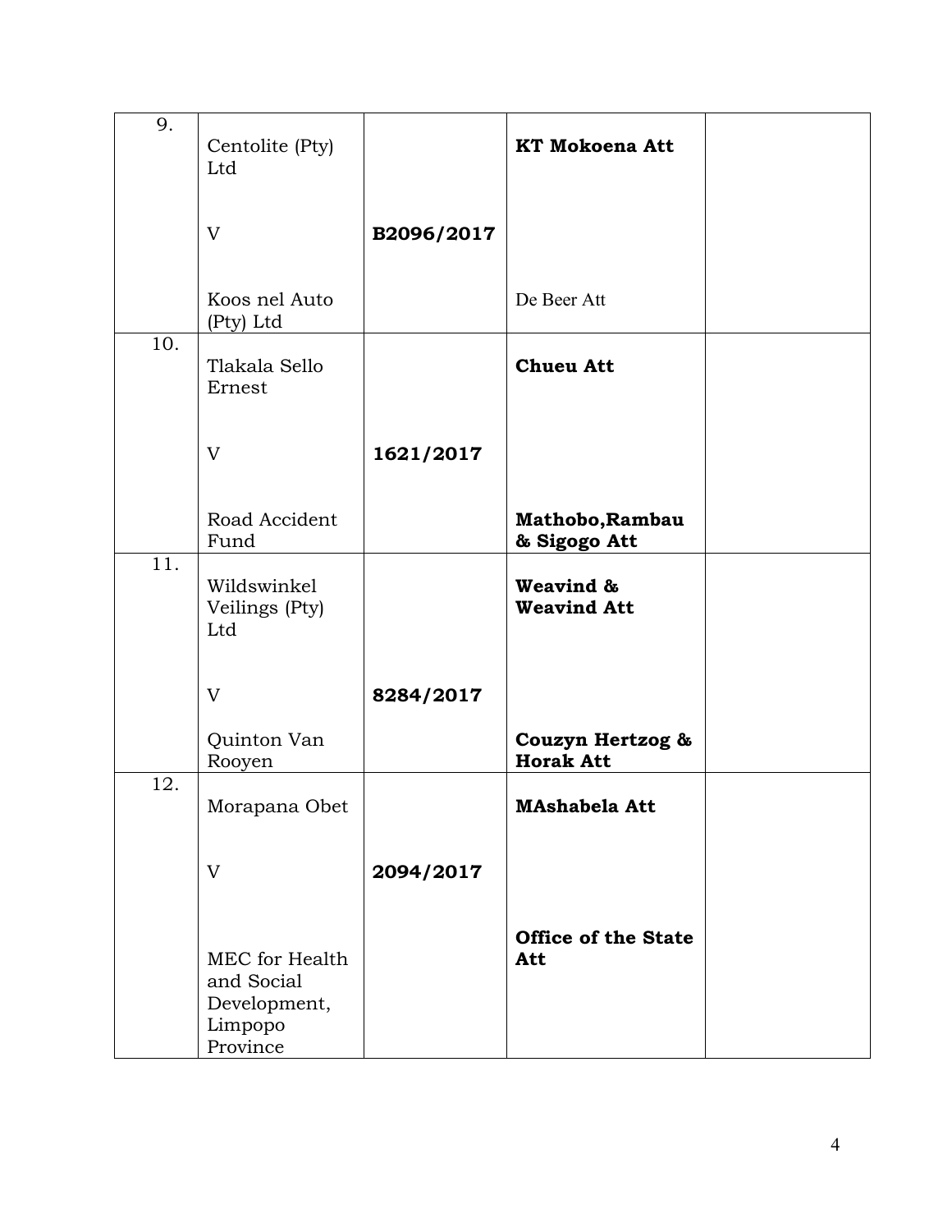| | | | | |
|---|---|---|---|---|
| 9. | Centolite (Pty) Ltd<br><br>V<br><br>Koos nel Auto (Pty) Ltd | **B2096/2017** | **KT Mokoena Att**<br><br><br><br>De Beer Att | |
| 10. | Tlakala Sello Ernest<br><br>V<br><br>Road Accident Fund | **1621/2017** | **Chueu Att**<br><br><br><br>**Mathobo,Rambau & Sigogo Att** | |
| 11. | Wildswinkel Veilings (Pty) Ltd<br><br>V<br><br>Quinton Van Rooyen | **8284/2017** | **Weavind & Weavind Att**<br><br><br><br>**Couzyn Hertzog & Horak Att** | |
| 12. | Morapana Obet<br><br>V<br><br>MEC for Health and Social Development, Limpopo Province | **2094/2017** | **MAshabela Att**<br><br><br><br>**Office of the State Att** | |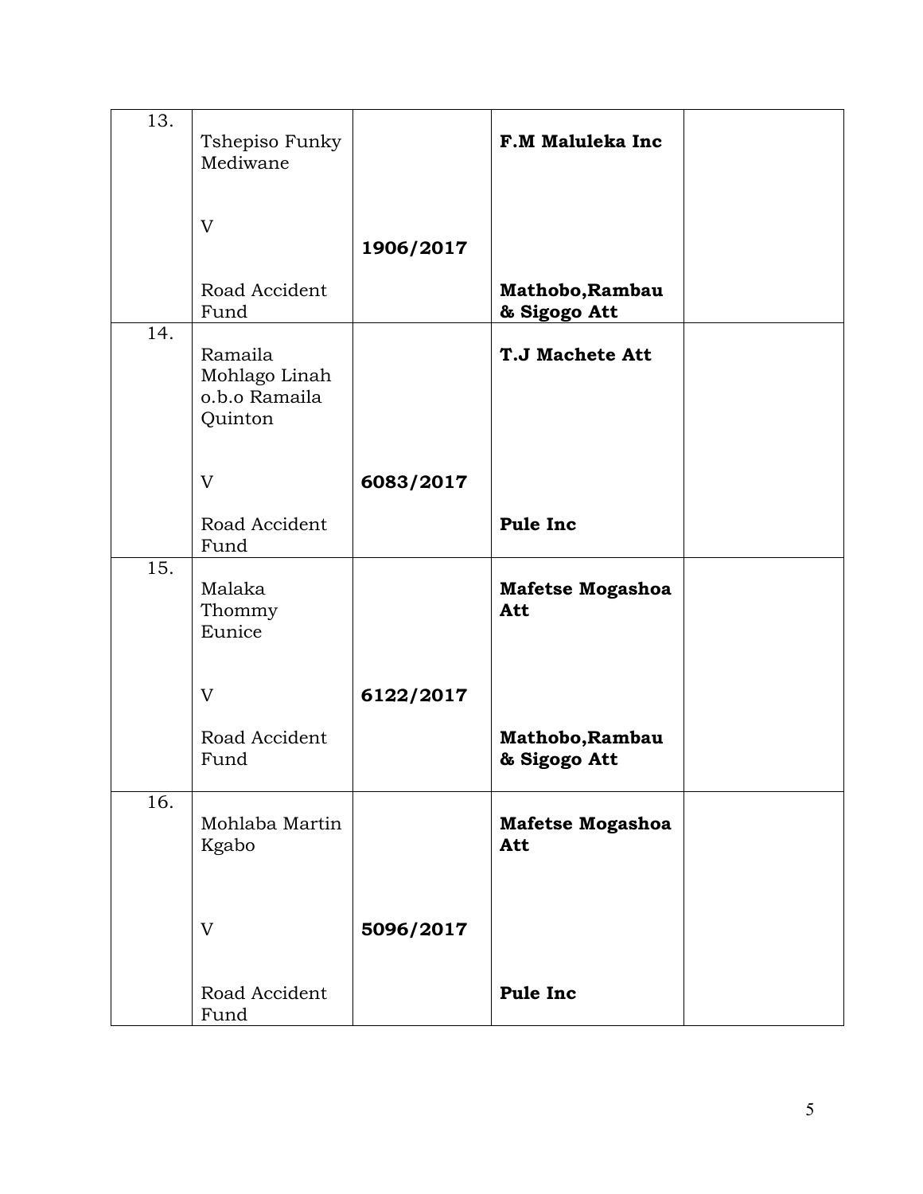| | | | | |
|---|---|---|---|---|
| 13. | Tshepiso Funky Mediwane<br><br>V<br><br>Road Accident Fund | **1906/2017** | **F.M Maluleka Inc**<br><br><br><br>**Mathobo,Rambau & Sigogo Att** | |
| 14. | Ramaila Mohlago Linah o.b.o Ramaila Quinton<br><br>V<br><br>Road Accident Fund | **6083/2017** | **T.J Machete Att**<br><br><br><br>**Pule Inc** | |
| 15. | Malaka Thommy Eunice<br><br>V<br><br>Road Accident Fund | **6122/2017** | **Mafetse Mogashoa Att**<br><br><br><br>**Mathobo,Rambau & Sigogo Att** | |
| 16. | Mohlaba Martin Kgabo<br><br>V<br><br>Road Accident Fund | **5096/2017** | **Mafetse Mogashoa Att**<br><br><br><br>**Pule Inc** | |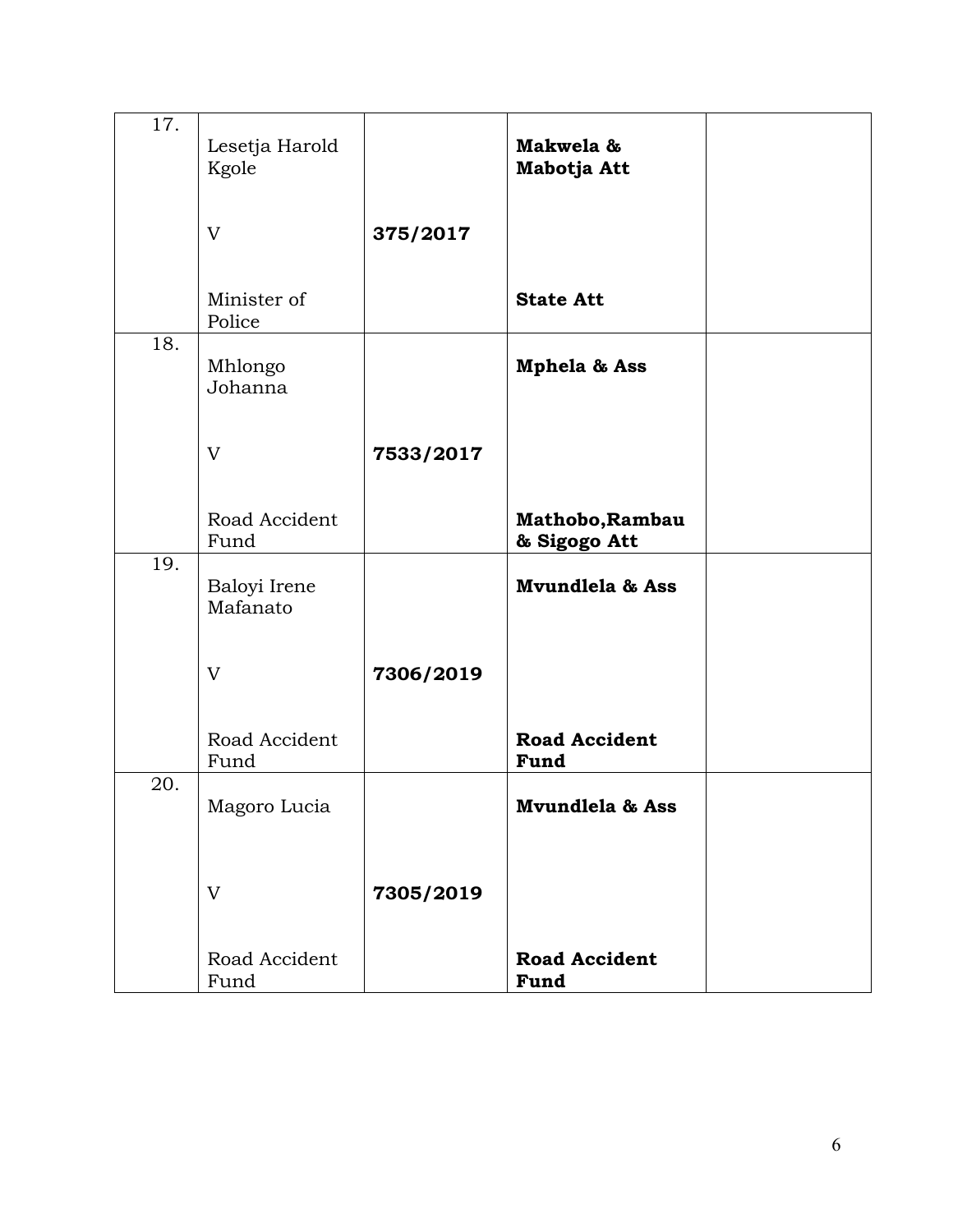| 17. | Lesetja Harold Kgole<br><br>V<br><br>Minister of Police | 375/2017 | **Makwela & Mabotja Att**<br><br><br><br>**State Att** | |
|---|---|---|---|---|
| 18. | Mhlongo Johanna<br><br>V<br><br>Road Accident Fund | **7533/2017** | **Mphela & Ass**<br><br><br><br>**Mathobo,Rambau & Sigogo Att** | |
| 19. | Baloyi Irene Mafanato<br><br>V<br><br>Road Accident Fund | **7306/2019** | **Mvundlela & Ass**<br><br><br><br>**Road Accident Fund** | |
| 20. | Magoro Lucia<br><br>V<br><br>Road Accident Fund | **7305/2019** | **Mvundlela & Ass**<br><br><br><br>**Road Accident Fund** | |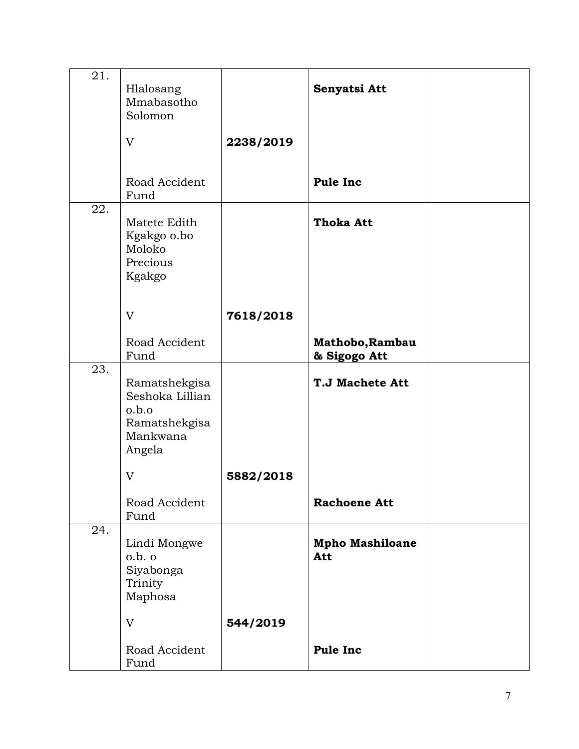| | | | | |
|---|---|---|---|---|
| 21. | Hlalosang Mmabasotho Solomon<br><br>V<br><br>Road Accident Fund | **2238/2019** | **Senyatsi Att**<br><br><br><br>**Pule Inc** | |
| 22. | Matete Edith Kgakgo o.bo Moloko Precious Kgakgo<br><br>V<br><br>Road Accident Fund | **7618/2018** | **Thoka Att**<br><br><br><br>**Mathobo,Rambau & Sigogo Att** | |
| 23. | Ramatshekgisa Seshoka Lillian o.b.o Ramatshekgisa Mankwana Angela<br><br>V<br><br>Road Accident Fund | **5882/2018** | **T.J Machete Att**<br><br><br><br>**Rachoene Att** | |
| 24. | Lindi Mongwe o.b. o Siyabonga Trinity Maphosa<br><br>V<br><br>Road Accident Fund | **544/2019** | **Mpho Mashiloane Att**<br><br><br><br>**Pule Inc** | |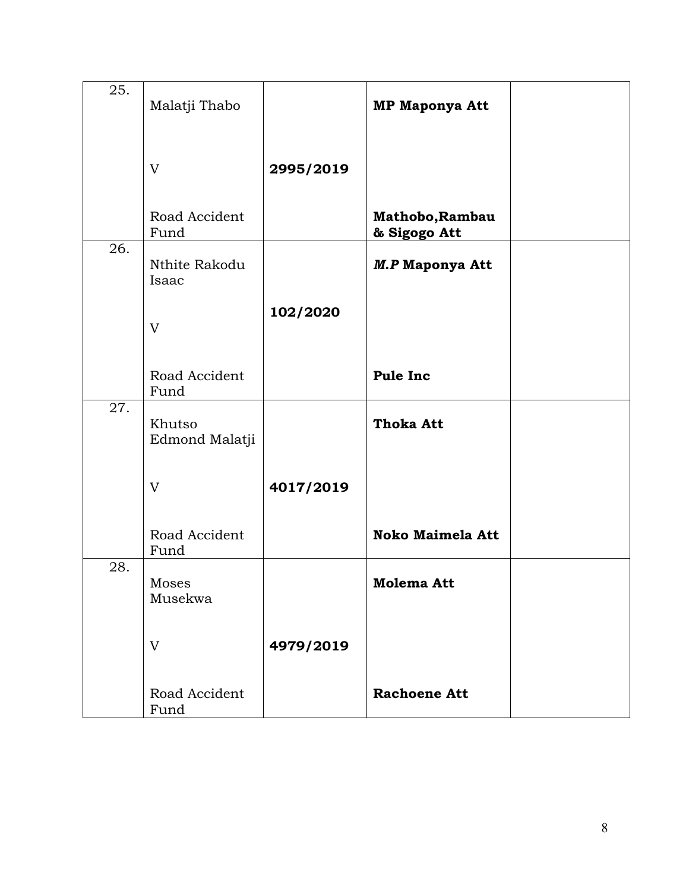| 25. | Malatji Thabo<br><br>V<br><br>Road Accident Fund | **2995/2019** | **MP Maponya Att**<br><br>**Mathobo,Rambau & Sigogo Att** | |
|---|---|---|---|---|
| 26. | Nthite Rakodu Isaac<br><br>V<br><br>Road Accident Fund | **102/2020** | ***M.P* Maponya Att**<br><br>**Pule Inc** | |
| 27. | Khutso Edmond Malatji<br><br>V<br><br>Road Accident Fund | **4017/2019** | **Thoka Att**<br><br>**Noko Maimela Att** | |
| 28. | Moses Musekwa<br><br>V<br><br>Road Accident Fund | **4979/2019** | **Molema Att**<br><br>**Rachoene Att** | |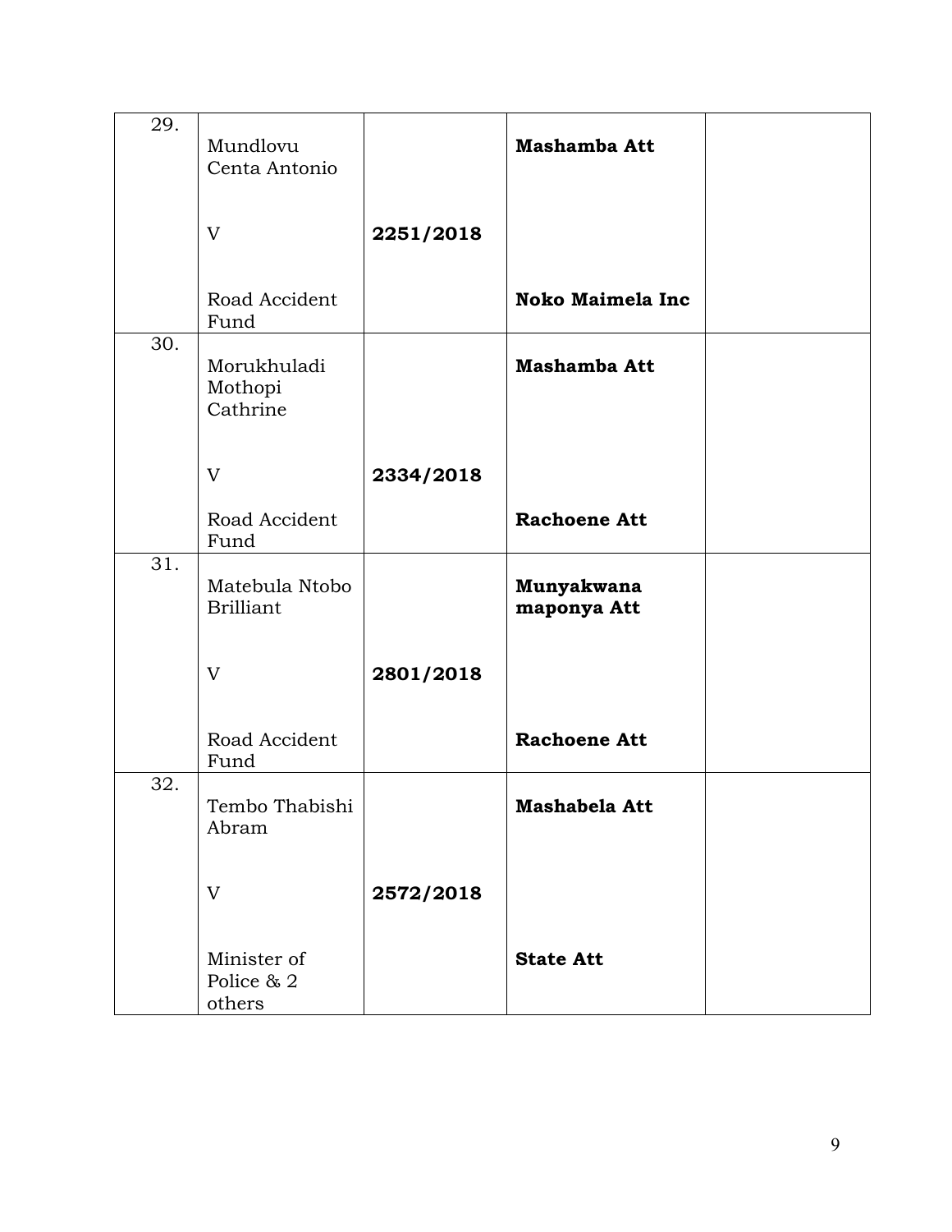| | | | | |
|---|---|---|---|---|
| 29. | Mundlovu Centa Antonio<br><br>V<br><br>Road Accident Fund | **2251/2018** | **Mashamba Att**<br><br><br><br>**Noko Maimela Inc** | |
| 30. | Morukhuladi Mothopi Cathrine<br><br>V<br><br>Road Accident Fund | **2334/2018** | **Mashamba Att**<br><br><br><br>**Rachoene Att** | |
| 31. | Matebula Ntobo Brilliant<br><br>V<br><br>Road Accident Fund | **2801/2018** | **Munyakwana maponya Att**<br><br><br><br>**Rachoene Att** | |
| 32. | Tembo Thabishi Abram<br><br>V<br><br>Minister of Police & 2 others | **2572/2018** | **Mashabela Att**<br><br><br><br>**State Att** | |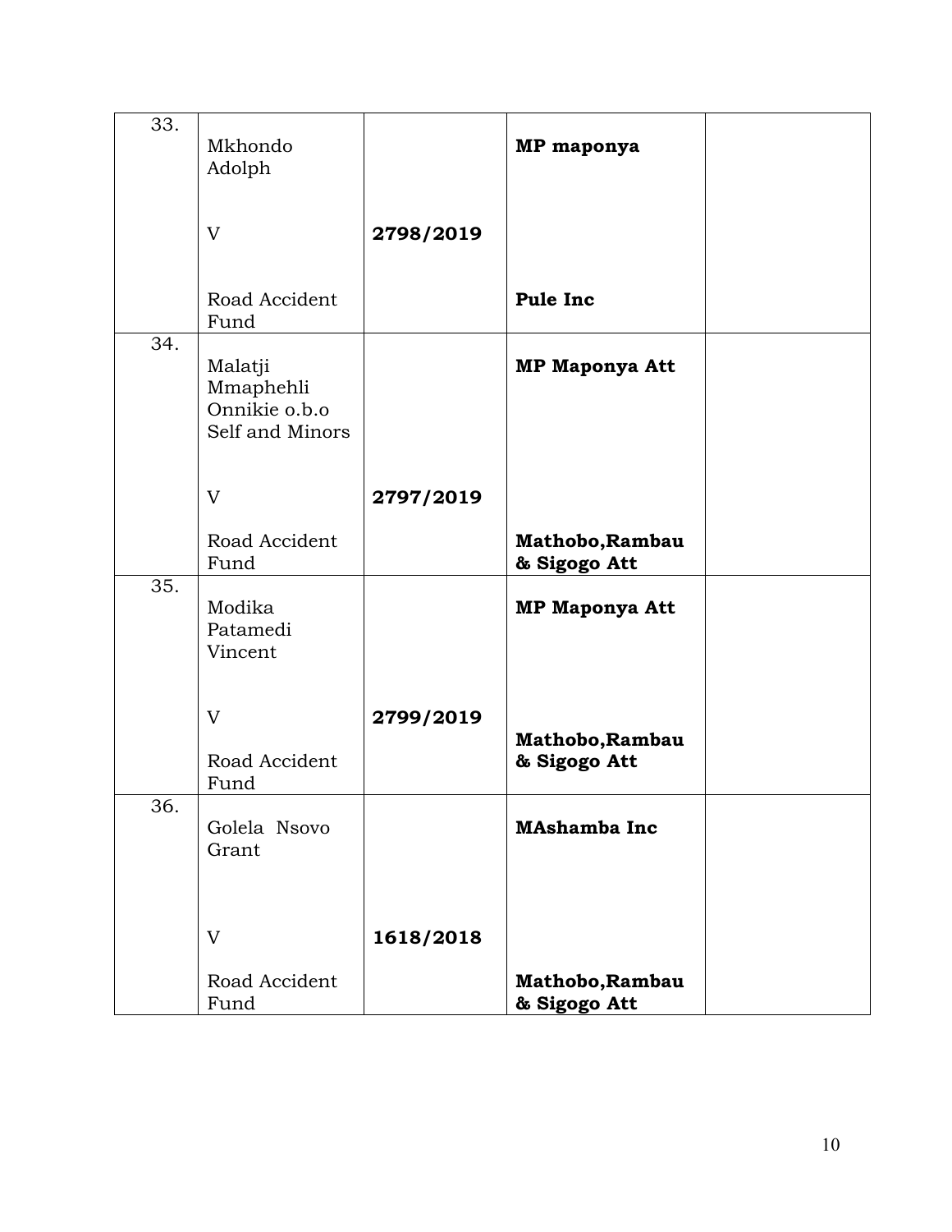| | | | | |
|---|---|---|---|---|
| 33. | Mkhondo Adolph<br><br>V<br><br>Road Accident Fund | **2798/2019** | **MP maponya**<br><br>**Pule Inc** | |
| 34. | Malatji Mmaphehli Onnikie o.b.o Self and Minors<br><br>V<br><br>Road Accident Fund | **2797/2019** | **MP Maponya Att**<br><br>**Mathobo,Rambau & Sigogo Att** | |
| 35. | Modika Patamedi Vincent<br><br>V<br><br>Road Accident Fund | **2799/2019** | **MP Maponya Att**<br><br>**Mathobo,Rambau & Sigogo Att** | |
| 36. | Golela Nsovo Grant<br><br>V<br><br>Road Accident Fund | **1618/2018** | **MAshamba Inc**<br><br>**Mathobo,Rambau & Sigogo Att** | |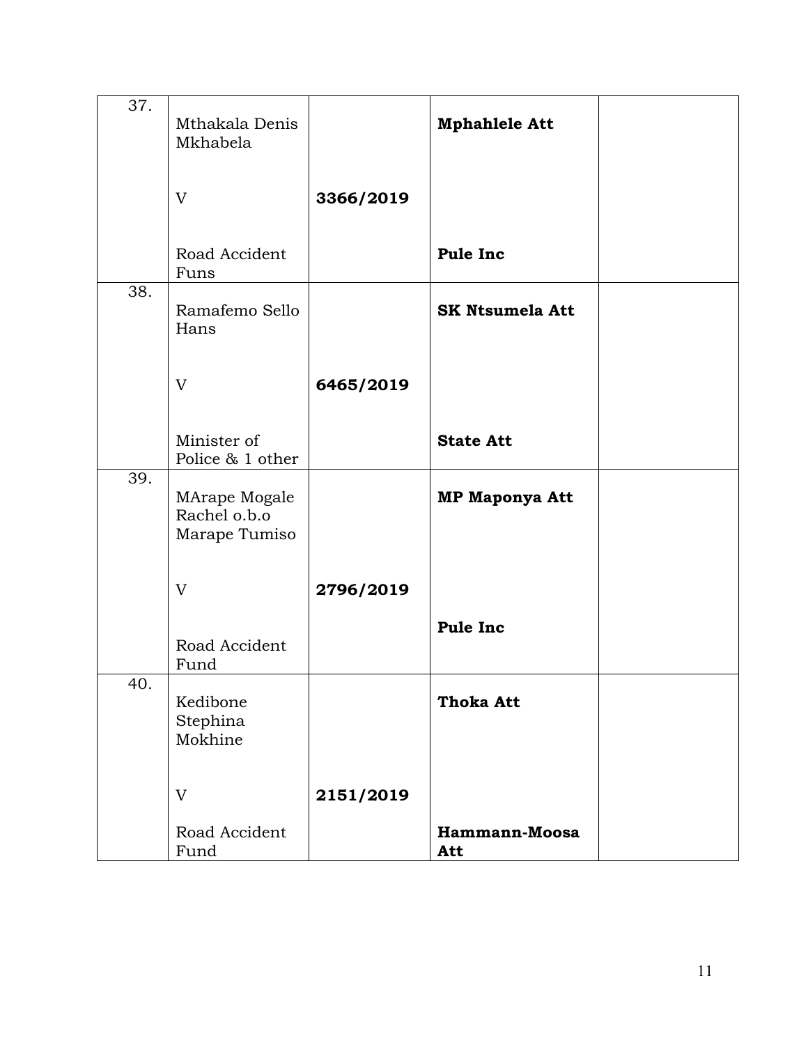| 37. | Mthakala Denis Mkhabela<br><br>V<br><br>Road Accident Funs | **3366/2019** | **Mphahlele Att**<br><br><br><br>**Pule Inc** | |
|---|---|---|---|---|
| 38. | Ramafemo Sello Hans<br><br>V<br><br>Minister of Police & 1 other | **6465/2019** | **SK Ntsumela Att**<br><br><br><br>**State Att** | |
| 39. | MArape Mogale Rachel o.b.o Marape Tumiso<br><br>V<br><br>Road Accident Fund | **2796/2019** | **MP Maponya Att**<br><br><br><br>**Pule Inc** | |
| 40. | Kedibone Stephina Mokhine<br><br>V<br><br>Road Accident Fund | **2151/2019** | **Thoka Att**<br><br><br><br>**Hammann-Moosa Att** | |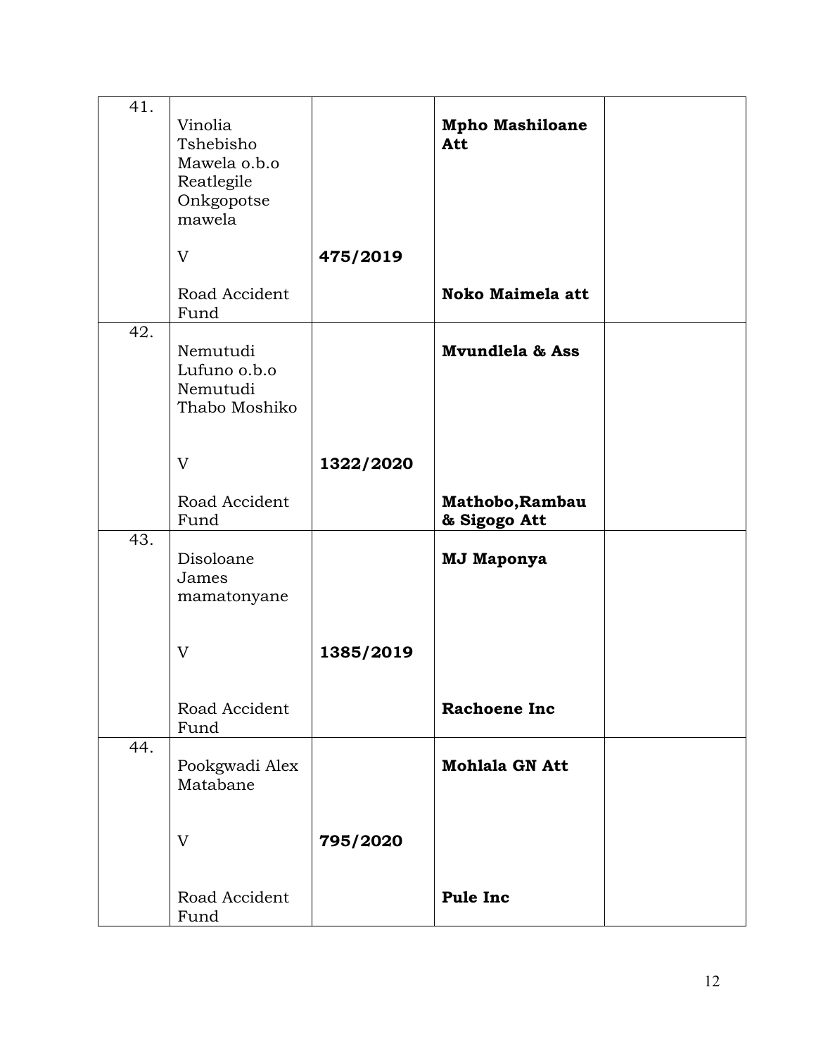| | | | | |
|---|---|---|---|---|
| 41. | Vinolia Tshebisho Mawela o.b.o Reatlegile Onkgopotse mawela<br><br>V<br><br>Road Accident Fund | **475/2019** | **Mpho Mashiloane Att**<br><br><br><br>**Noko Maimela att** | |
| 42. | Nemutudi Lufuno o.b.o Nemutudi Thabo Moshiko<br><br>V<br><br>Road Accident Fund | **1322/2020** | **Mvundlela & Ass**<br><br><br><br>**Mathobo,Rambau & Sigogo Att** | |
| 43. | Disoloane James mamatonyane<br><br>V<br><br>Road Accident Fund | **1385/2019** | **MJ Maponya**<br><br><br><br>**Rachoene Inc** | |
| 44. | Pookgwadi Alex Matabane<br><br>V<br><br>Road Accident Fund | **795/2020** | **Mohlala GN Att**<br><br><br><br>**Pule Inc** | |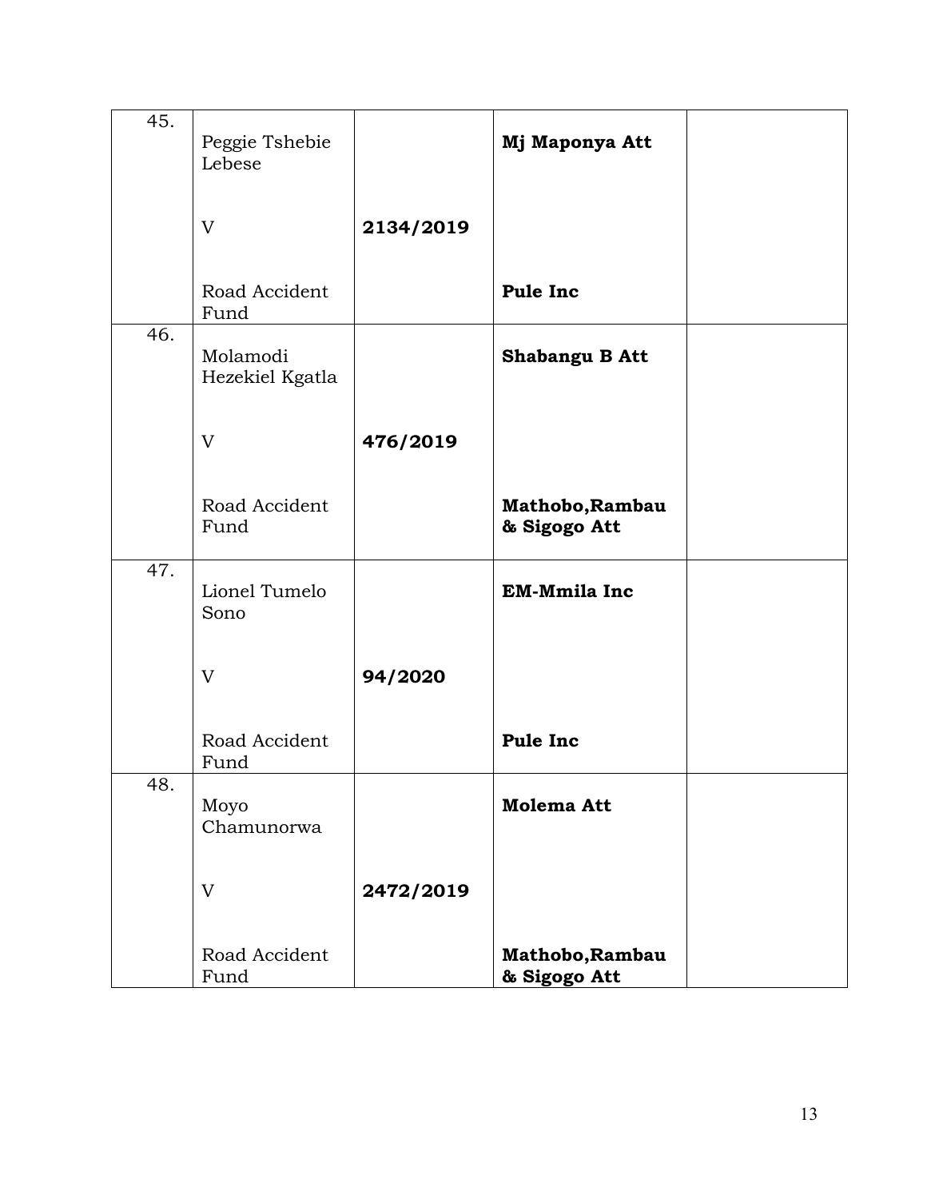| | | | | |
|---|---|---|---|---|
| 45. | Peggie Tshebie Lebese<br><br>V<br><br>Road Accident Fund | **2134/2019** | **Mj Maponya Att**<br><br><br><br>**Pule Inc** | |
| 46. | Molamodi Hezekiel Kgatla<br><br>V<br><br>Road Accident Fund | **476/2019** | **Shabangu B Att**<br><br><br><br>**Mathobo,Rambau & Sigogo Att** | |
| 47. | Lionel Tumelo Sono<br><br>V<br><br>Road Accident Fund | **94/2020** | **EM-Mmila Inc**<br><br><br><br>**Pule Inc** | |
| 48. | Moyo Chamunorwa<br><br>V<br><br>Road Accident Fund | **2472/2019** | **Molema Att**<br><br><br><br>**Mathobo,Rambau & Sigogo Att** | |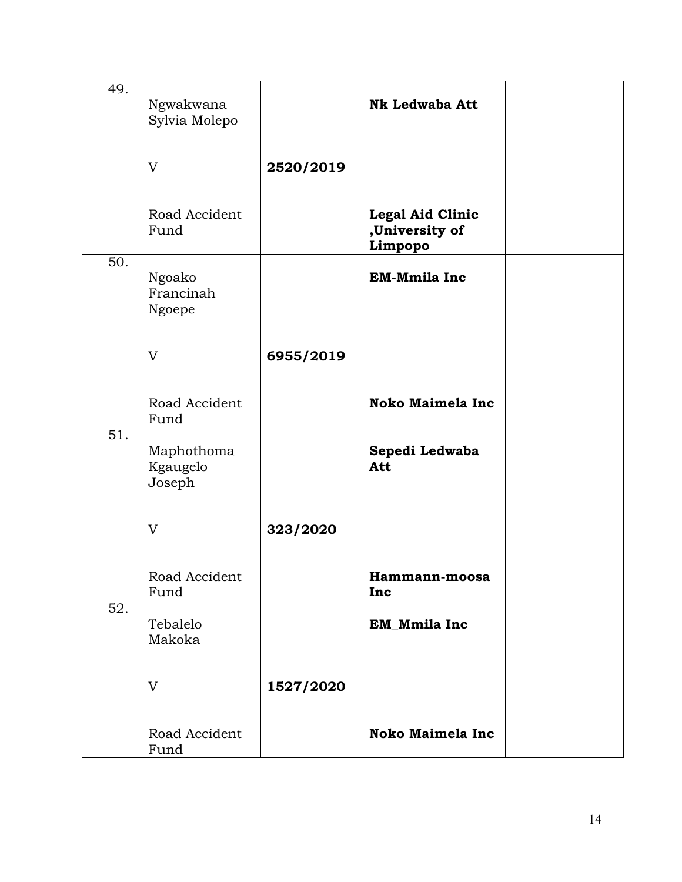| | | | | |
|---|---|---|---|---|
| 49. | Ngwakwana Sylvia Molepo<br><br>V<br><br>Road Accident Fund | **2520/2019** | **Nk Ledwaba Att**<br><br><br><br>**Legal Aid Clinic ,University of Limpopo** | |
| 50. | Ngoako Francinah Ngoepe<br><br>V<br><br>Road Accident Fund | **6955/2019** | **EM-Mmila Inc**<br><br><br><br>**Noko Maimela Inc** | |
| 51. | Maphothoma Kgaugelo Joseph<br><br>V<br><br>Road Accident Fund | **323/2020** | **Sepedi Ledwaba Att**<br><br><br><br>**Hammann-moosa Inc** | |
| 52. | Tebalelo Makoka<br><br>V<br><br>Road Accident Fund | **1527/2020** | **EM_Mmila Inc**<br><br><br><br>**Noko Maimela Inc** | |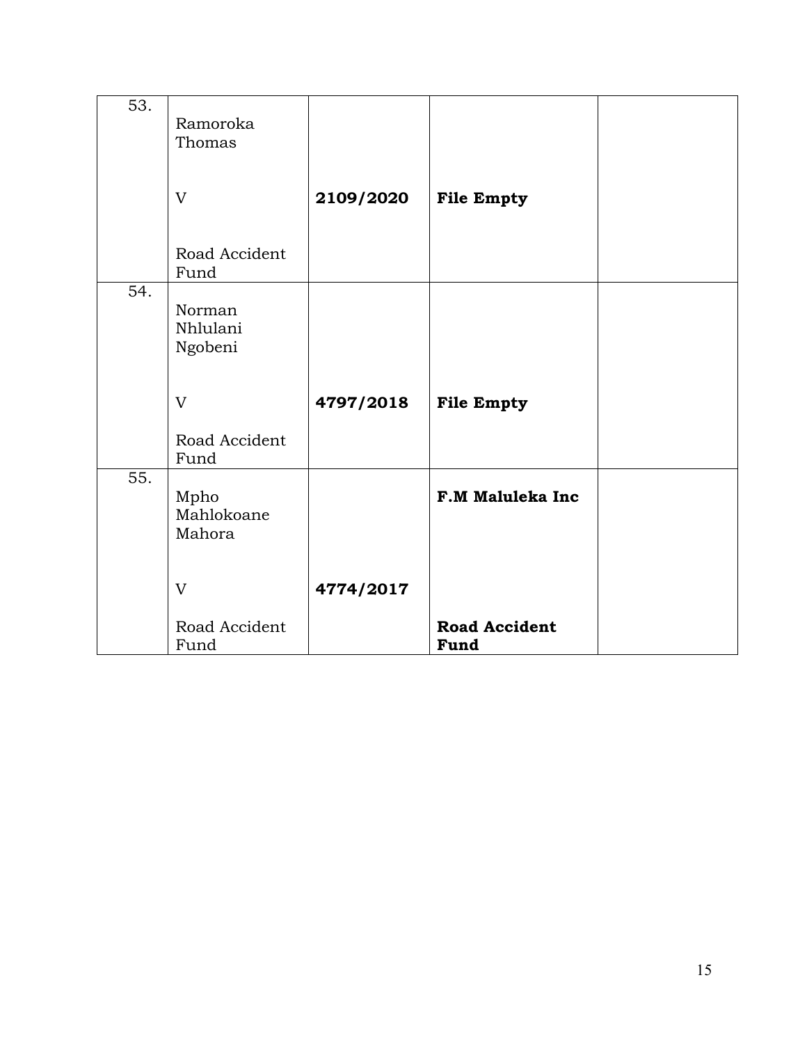| | | | | |
|---|---|---|---|---|
| 53. | Ramoroka Thomas<br><br>V<br><br>Road Accident Fund | **2109/2020** | **File Empty** | |
| 54. | Norman Nhlulani Ngobeni<br><br>V<br><br>Road Accident Fund | **4797/2018** | **File Empty** | |
| 55. | Mpho Mahlokoane Mahora<br><br>V<br><br>Road Accident Fund | **4774/2017** | **F.M Maluleka Inc**<br><br>**Road Accident Fund** | |